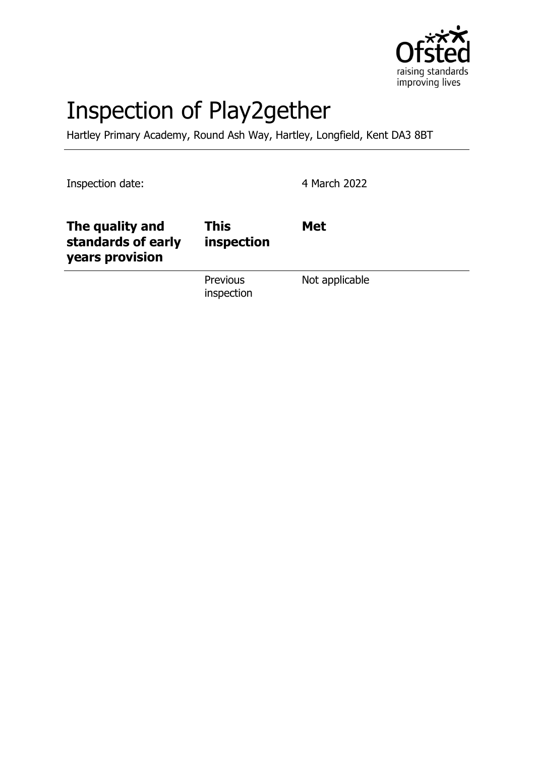# Inspection of Play2gether

Hartley Primary Academy, Round Ash Way, Hartley, Longfield, Kent DA3 8BT

Inspection date: 4 March 2022

| The quality and standards of early years provision | This inspection | Met |
|---|---|---|
| | Previous inspection | Not applicable |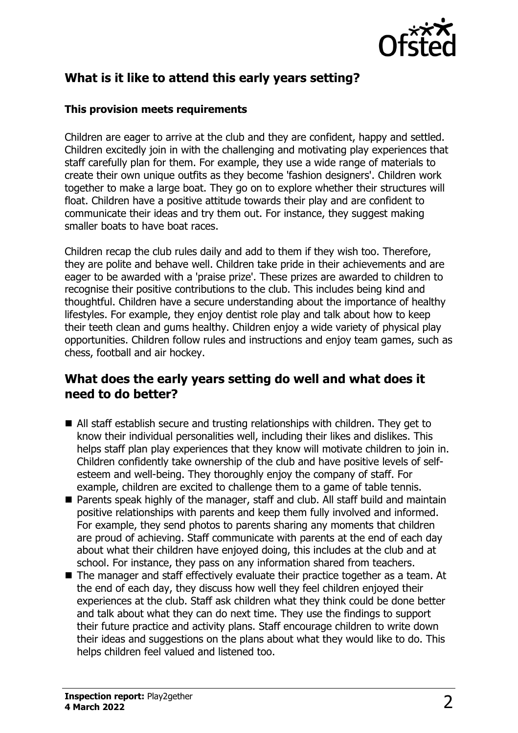## What is it like to attend this early years setting?

### This provision meets requirements

Children are eager to arrive at the club and they are confident, happy and settled. Children excitedly join in with the challenging and motivating play experiences that staff carefully plan for them. For example, they use a wide range of materials to create their own unique outfits as they become 'fashion designers'. Children work together to make a large boat. They go on to explore whether their structures will float. Children have a positive attitude towards their play and are confident to communicate their ideas and try them out. For instance, they suggest making smaller boats to have boat races.

Children recap the club rules daily and add to them if they wish too. Therefore, they are polite and behave well. Children take pride in their achievements and are eager to be awarded with a 'praise prize'. These prizes are awarded to children to recognise their positive contributions to the club. This includes being kind and thoughtful. Children have a secure understanding about the importance of healthy lifestyles. For example, they enjoy dentist role play and talk about how to keep their teeth clean and gums healthy. Children enjoy a wide variety of physical play opportunities. Children follow rules and instructions and enjoy team games, such as chess, football and air hockey.

## What does the early years setting do well and what does it need to do better?

- All staff establish secure and trusting relationships with children. They get to know their individual personalities well, including their likes and dislikes. This helps staff plan play experiences that they know will motivate children to join in. Children confidently take ownership of the club and have positive levels of self-esteem and well-being. They thoroughly enjoy the company of staff. For example, children are excited to challenge them to a game of table tennis.
- Parents speak highly of the manager, staff and club. All staff build and maintain positive relationships with parents and keep them fully involved and informed. For example, they send photos to parents sharing any moments that children are proud of achieving. Staff communicate with parents at the end of each day about what their children have enjoyed doing, this includes at the club and at school. For instance, they pass on any information shared from teachers.
- The manager and staff effectively evaluate their practice together as a team. At the end of each day, they discuss how well they feel children enjoyed their experiences at the club. Staff ask children what they think could be done better and talk about what they can do next time. They use the findings to support their future practice and activity plans. Staff encourage children to write down their ideas and suggestions on the plans about what they would like to do. This helps children feel valued and listened too.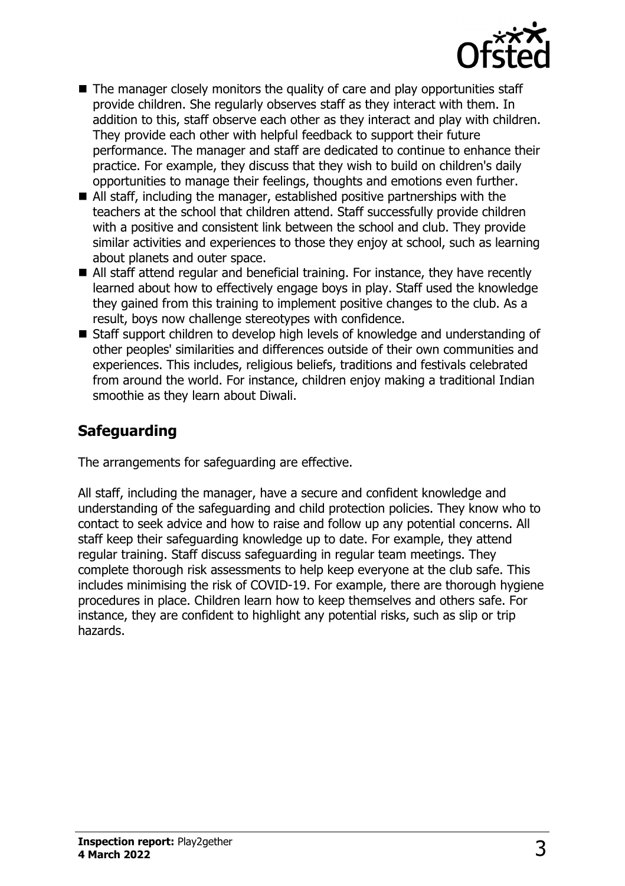- The manager closely monitors the quality of care and play opportunities staff provide children. She regularly observes staff as they interact with them. In addition to this, staff observe each other as they interact and play with children. They provide each other with helpful feedback to support their future performance. The manager and staff are dedicated to continue to enhance their practice. For example, they discuss that they wish to build on children's daily opportunities to manage their feelings, thoughts and emotions even further.
- All staff, including the manager, established positive partnerships with the teachers at the school that children attend. Staff successfully provide children with a positive and consistent link between the school and club. They provide similar activities and experiences to those they enjoy at school, such as learning about planets and outer space.
- All staff attend regular and beneficial training. For instance, they have recently learned about how to effectively engage boys in play. Staff used the knowledge they gained from this training to implement positive changes to the club. As a result, boys now challenge stereotypes with confidence.
- Staff support children to develop high levels of knowledge and understanding of other peoples' similarities and differences outside of their own communities and experiences. This includes, religious beliefs, traditions and festivals celebrated from around the world. For instance, children enjoy making a traditional Indian smoothie as they learn about Diwali.

## Safeguarding

The arrangements for safeguarding are effective.

All staff, including the manager, have a secure and confident knowledge and understanding of the safeguarding and child protection policies. They know who to contact to seek advice and how to raise and follow up any potential concerns. All staff keep their safeguarding knowledge up to date. For example, they attend regular training. Staff discuss safeguarding in regular team meetings. They complete thorough risk assessments to help keep everyone at the club safe. This includes minimising the risk of COVID-19. For example, there are thorough hygiene procedures in place. Children learn how to keep themselves and others safe. For instance, they are confident to highlight any potential risks, such as slip or trip hazards.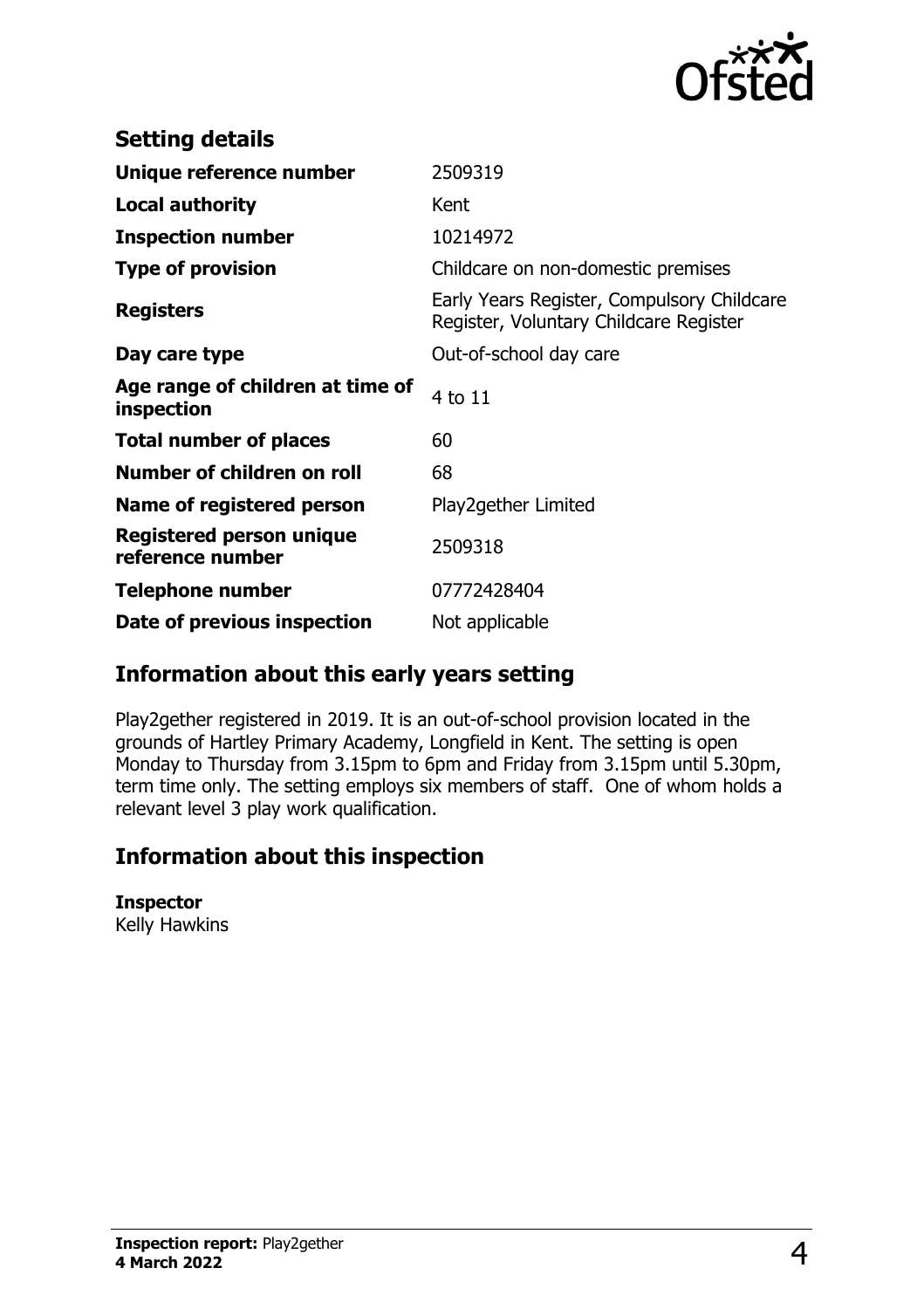## Setting details

| | |
|---|---|
| **Unique reference number** | 2509319 |
| **Local authority** | Kent |
| **Inspection number** | 10214972 |
| **Type of provision** | Childcare on non-domestic premises |
| **Registers** | Early Years Register, Compulsory Childcare Register, Voluntary Childcare Register |
| **Day care type** | Out-of-school day care |
| **Age range of children at time of inspection** | 4 to 11 |
| **Total number of places** | 60 |
| **Number of children on roll** | 68 |
| **Name of registered person** | Play2gether Limited |
| **Registered person unique reference number** | 2509318 |
| **Telephone number** | 07772428404 |
| **Date of previous inspection** | Not applicable |

## Information about this early years setting

Play2gether registered in 2019. It is an out-of-school provision located in the grounds of Hartley Primary Academy, Longfield in Kent. The setting is open Monday to Thursday from 3.15pm to 6pm and Friday from 3.15pm until 5.30pm, term time only. The setting employs six members of staff. One of whom holds a relevant level 3 play work qualification.

## Information about this inspection

**Inspector**
Kelly Hawkins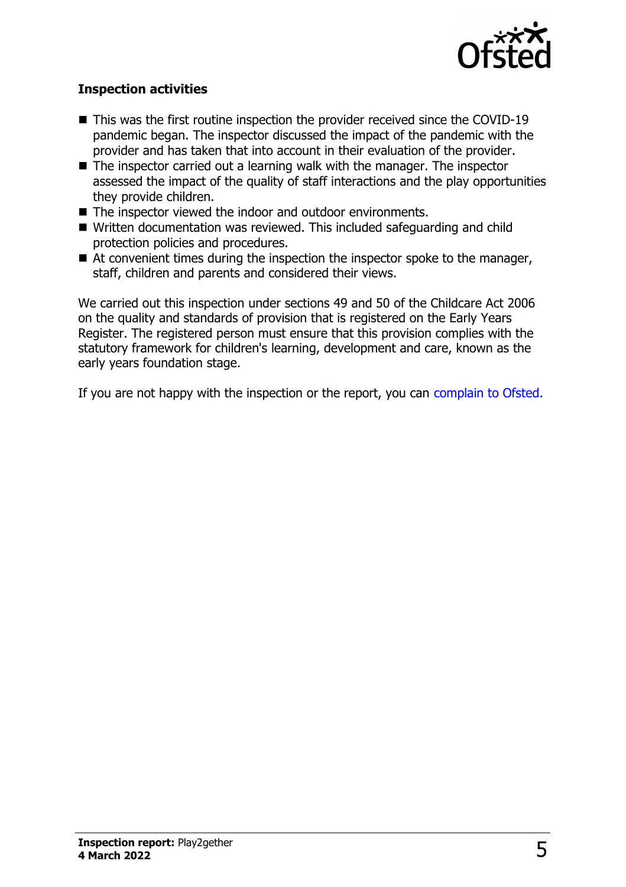### Inspection activities

- This was the first routine inspection the provider received since the COVID-19 pandemic began. The inspector discussed the impact of the pandemic with the provider and has taken that into account in their evaluation of the provider.
- The inspector carried out a learning walk with the manager. The inspector assessed the impact of the quality of staff interactions and the play opportunities they provide children.
- The inspector viewed the indoor and outdoor environments.
- Written documentation was reviewed. This included safeguarding and child protection policies and procedures.
- At convenient times during the inspection the inspector spoke to the manager, staff, children and parents and considered their views.

We carried out this inspection under sections 49 and 50 of the Childcare Act 2006 on the quality and standards of provision that is registered on the Early Years Register. The registered person must ensure that this provision complies with the statutory framework for children's learning, development and care, known as the early years foundation stage.

If you are not happy with the inspection or the report, you can complain to Ofsted.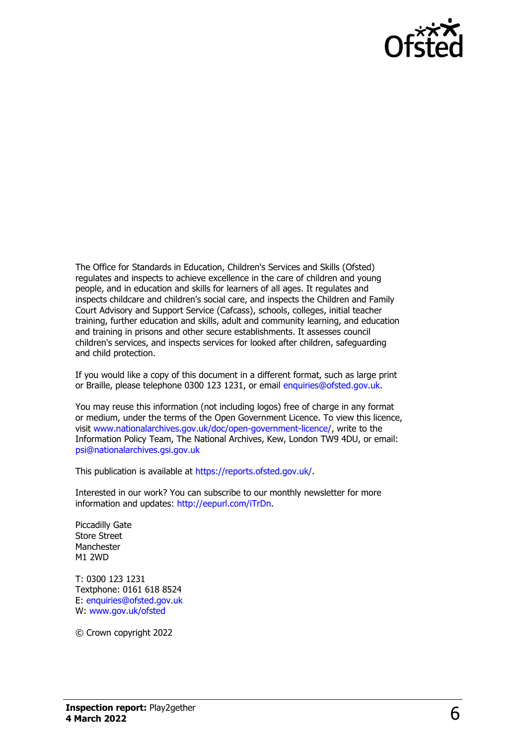The Office for Standards in Education, Children's Services and Skills (Ofsted) regulates and inspects to achieve excellence in the care of children and young people, and in education and skills for learners of all ages. It regulates and inspects childcare and children's social care, and inspects the Children and Family Court Advisory and Support Service (Cafcass), schools, colleges, initial teacher training, further education and skills, adult and community learning, and education and training in prisons and other secure establishments. It assesses council children's services, and inspects services for looked after children, safeguarding and child protection.

If you would like a copy of this document in a different format, such as large print or Braille, please telephone 0300 123 1231, or email enquiries@ofsted.gov.uk.

You may reuse this information (not including logos) free of charge in any format or medium, under the terms of the Open Government Licence. To view this licence, visit www.nationalarchives.gov.uk/doc/open-government-licence/, write to the Information Policy Team, The National Archives, Kew, London TW9 4DU, or email: psi@nationalarchives.gsi.gov.uk

This publication is available at https://reports.ofsted.gov.uk/.

Interested in our work? You can subscribe to our monthly newsletter for more information and updates: http://eepurl.com/iTrDn.

Piccadilly Gate
Store Street
Manchester
M1 2WD

T: 0300 123 1231
Textphone: 0161 618 8524
E: enquiries@ofsted.gov.uk
W: www.gov.uk/ofsted

© Crown copyright 2022